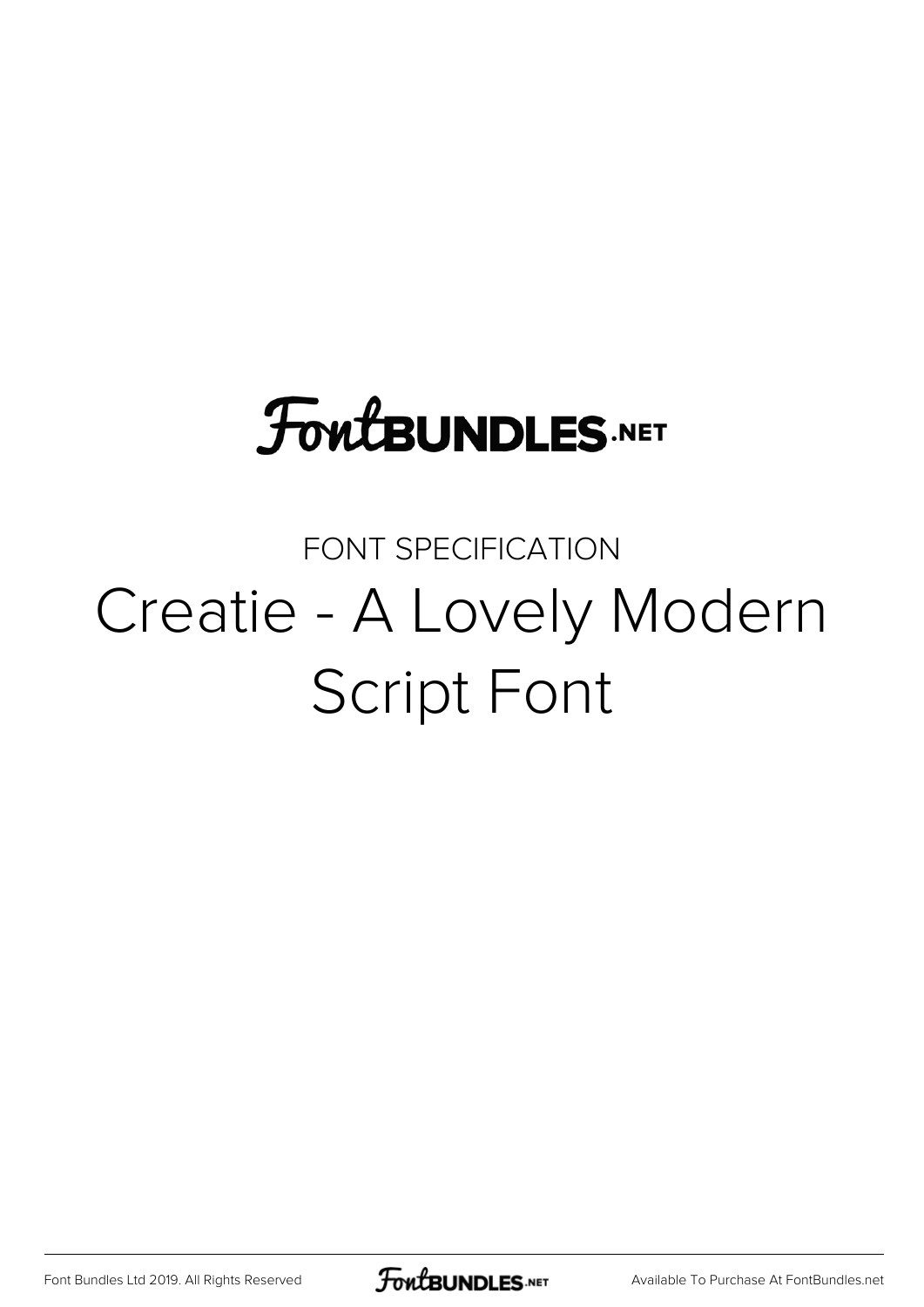FontBUNDLES.NET

FONT SPECIFICATION

# Creatie - A Lovely Modern Script Font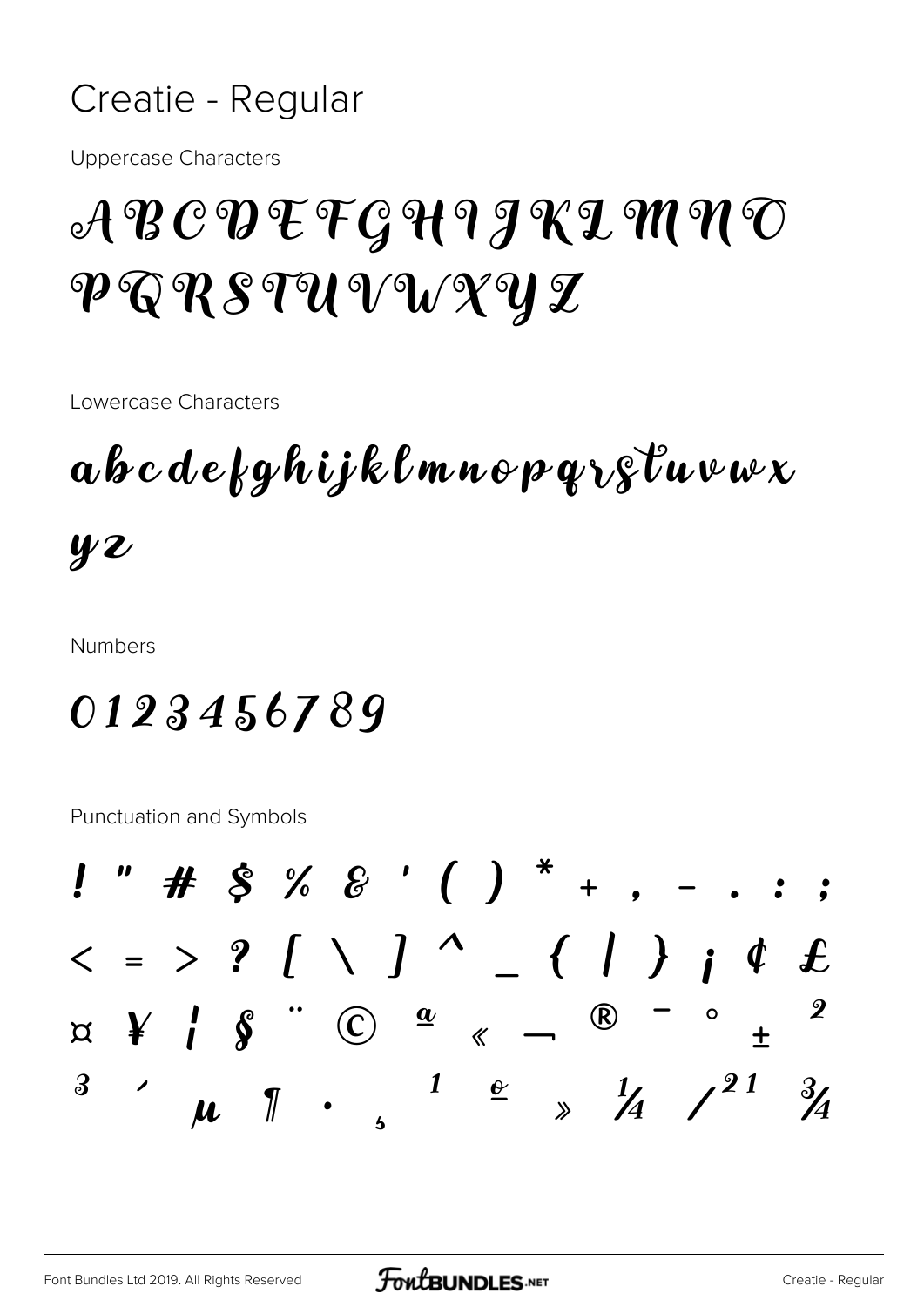# Creatie - Regular

Uppercase Characters

A B C D E F G H I J K L M N O P Q R S T U V W X Y Z

Lowercase Characters

a b c d e f g h i j k l m n o p q r s t u v w x y z

Numbers

0 1 2 3 4 5 6 7 8 9

Punctuation and Symbols

! " # $ % & ' ( ) * + , - . : ;
< = > ? [ \ ] ^ _ { | } ¡ ¢ £
¤ ¥ ¦ § ¨ © ª « ¬ ® ¯ ° ± ²
³ ´ µ ¶ · ¸ ¹ º » ¼ ½ ¾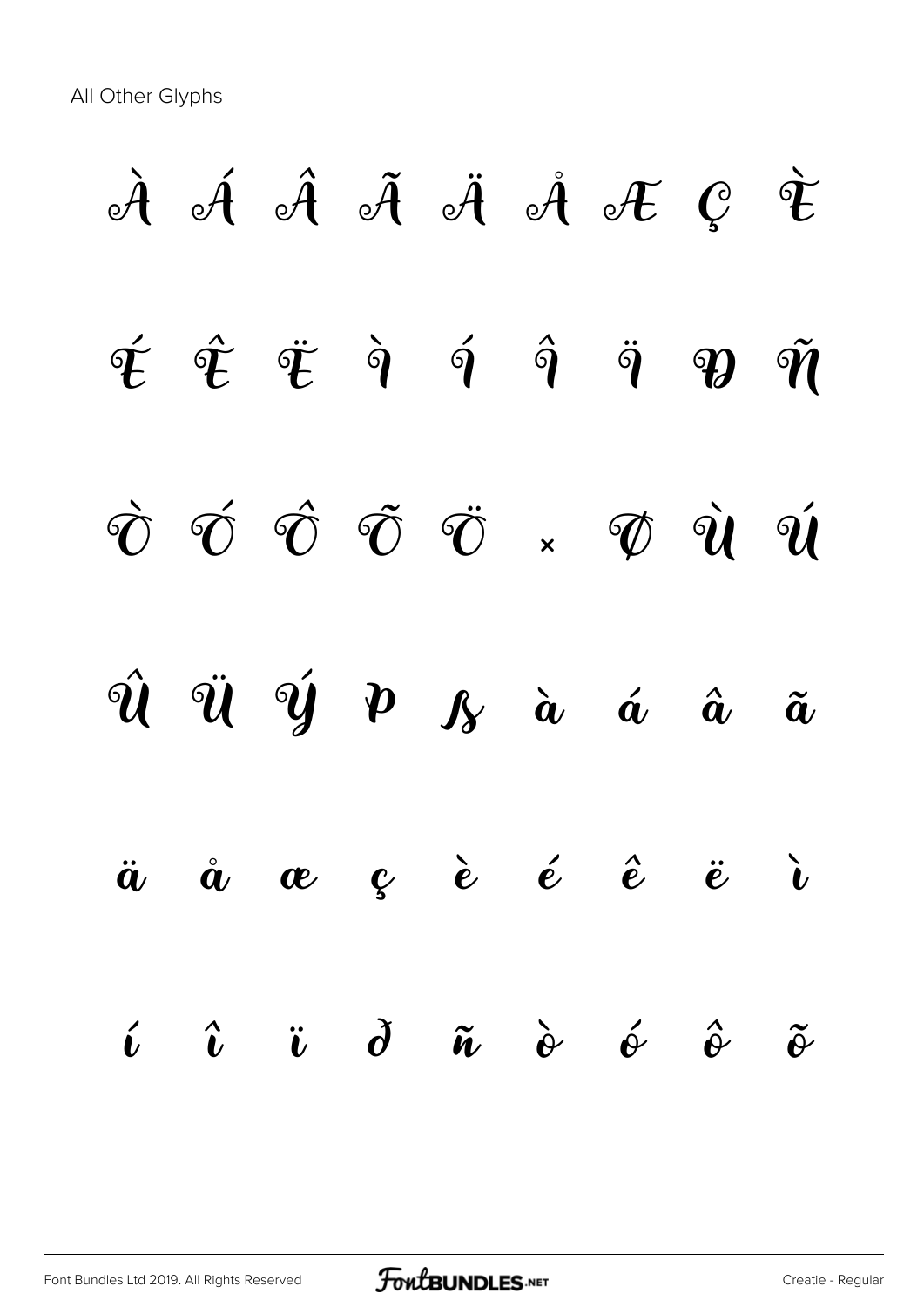All Other Glyphs

À Á Â Ã Ä Å Æ Ç È

É Ê Ë Ì Í Î Ï Ð Ñ

Ò Ó Ô Õ Ö × Ø Ù Ú

Û Ü Ý Þ ß à á â ã

ä å æ ç è é ê ë ì

í î ï ð ñ ò ó ô õ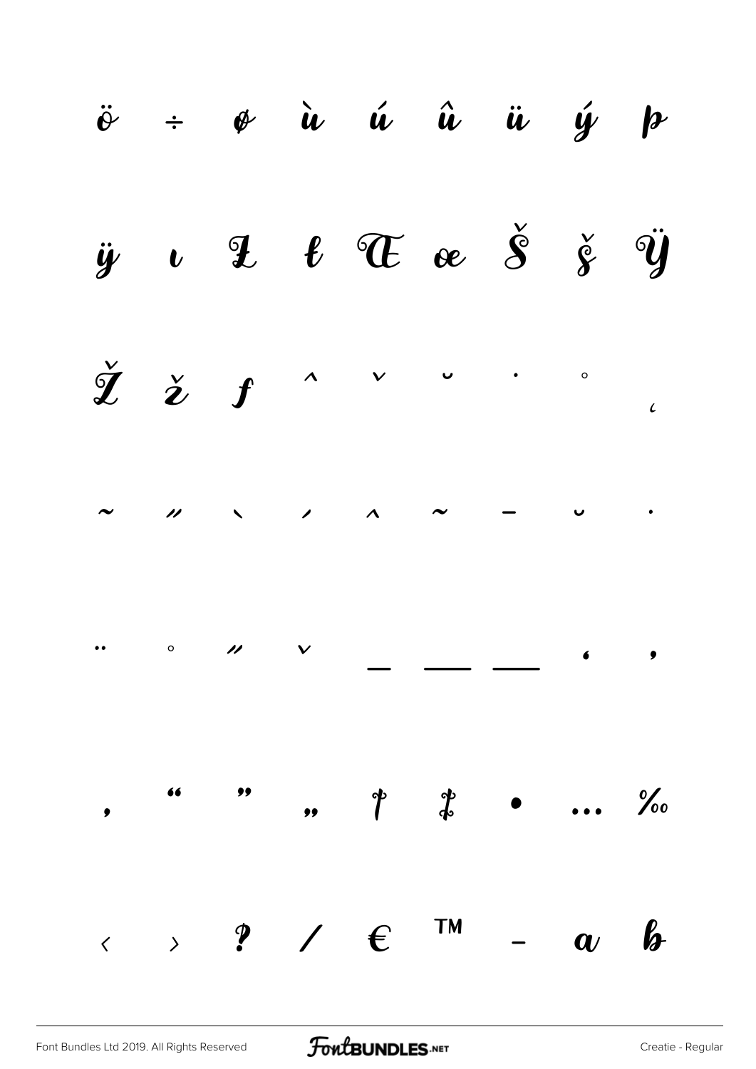ö ÷ ø ù ú û ü ý þ

ÿ ı Ł ł Œ œ Š š Ÿ

Ž ž ƒ ˆ ˇ ˘ ˙ ˚ ˛

˜ ˝ ˋ ˊ ^ ~ ¯ ˘ ˙

¨ ˚ ˝ ˇ – — — ‘ ’

‚ “ ” „ † ‡ • … ‰

‹ › ? ⁄ € ™ − a b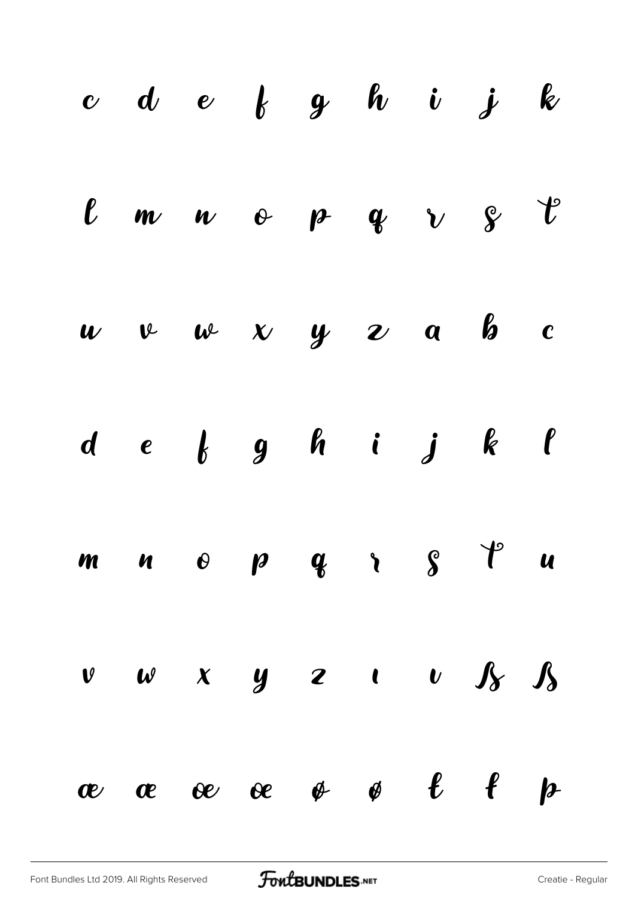c d e f g h i j k

l m n o p q r s t

u v w x y z a b c

d e f g h i j k l

m n o p q r s t u

v w x y z ı ι ß ß

æ æ œ œ ø ø ŧ ŧ þ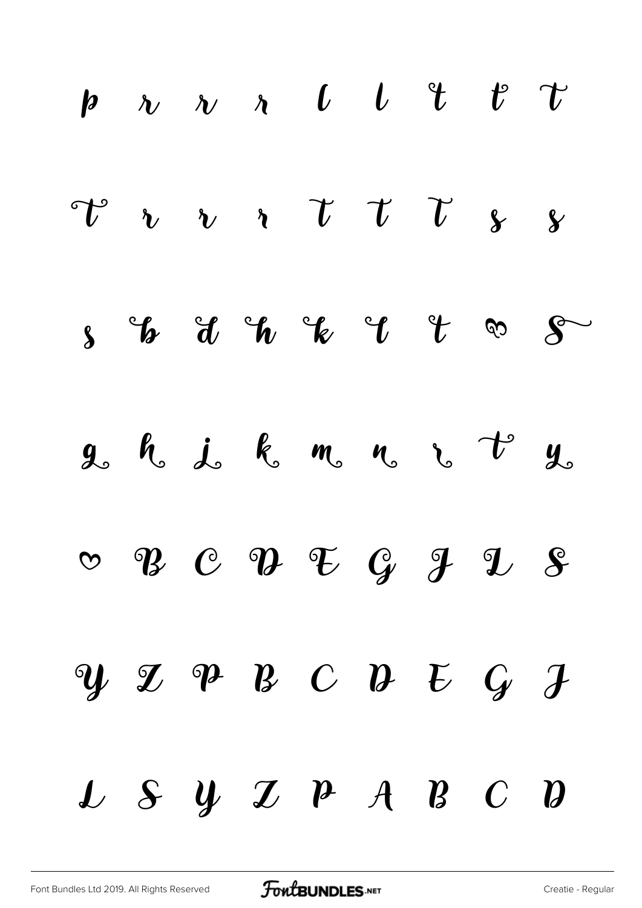p r r r l l t t t

t r r r t t t s s

s b d h k l t ♡ S

g h j k m n r t y

♡ B C D E G J L S

Y Z P B C D E G J

L S Y Z P A B C D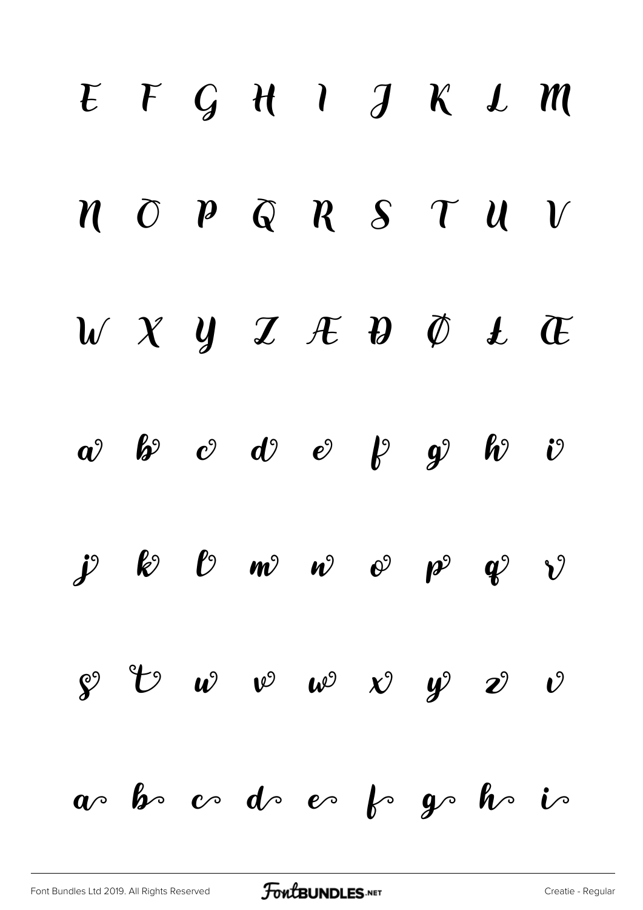E F G H I J K L M

N O P Q R S T U V

W X Y Z Æ Đ Ø Ł Œ

a b c d e f g h i

j k l m n o p q r

s t u v w x y z ı

a b c d e f g h i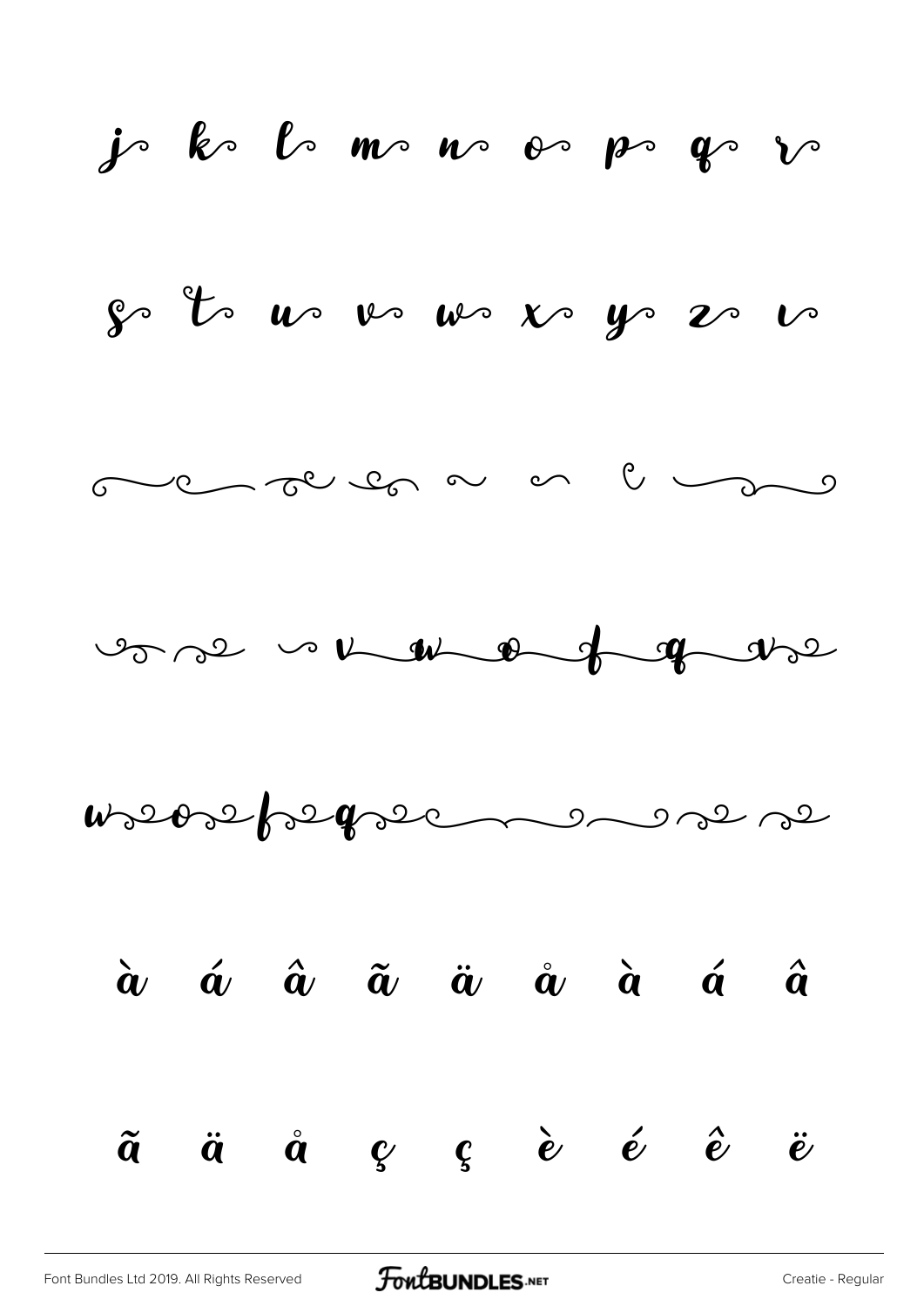j k l m n o p q r

s t u v w x y z v

à á â ã ä å à á â

ã ä å ç ç è é ê ë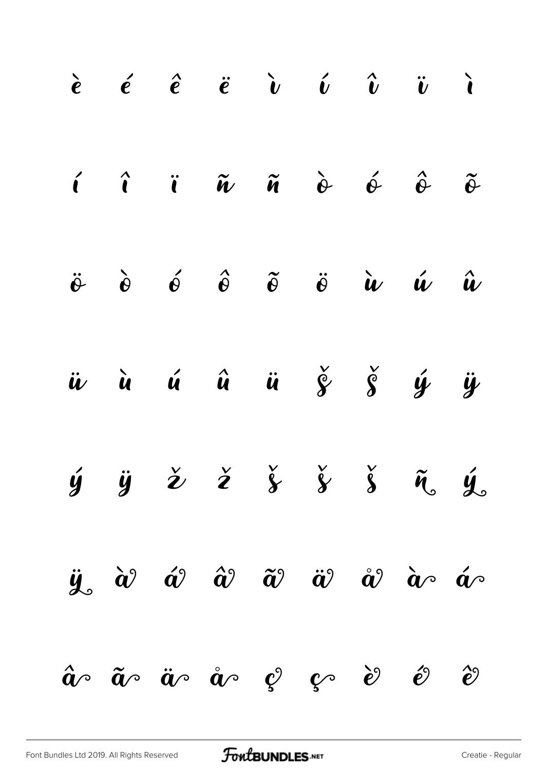è é ê ë ì í î ï ì

í î ï ñ ñ ò ó ô õ

ö ò ó ô õ ö ù ú û

ü ù ú û ü š š ý ÿ

ý ÿ ž ž š š š ñ ý

ÿ à á â ã ä å à á

â ã ä å ç ç è é ê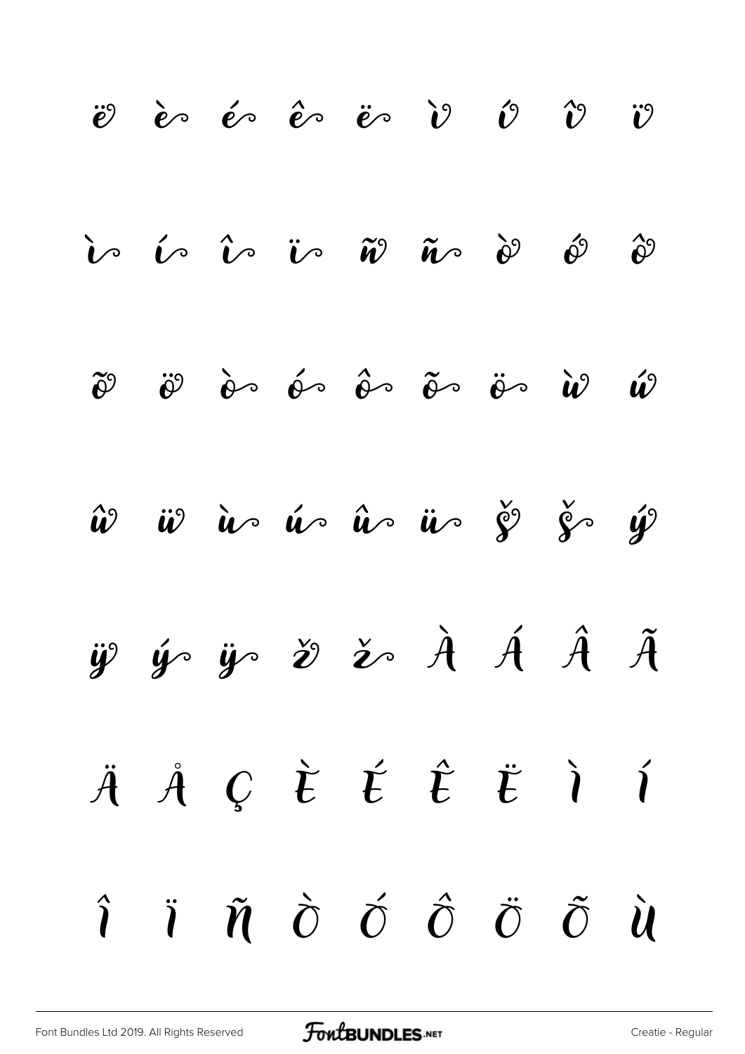ë è é ê ë ì í î ï

ì í î ï ñ ñ ò ó ô

õ ö ò ó ô õ ö ù ú

û ü ù ú û ü š š ý

ÿ ý ÿ ž ž À Á Â Ã

Ä Å Ç È É Ê Ë Ì Í

Î Ï Ñ Ò Ó Ô Ö Õ Ù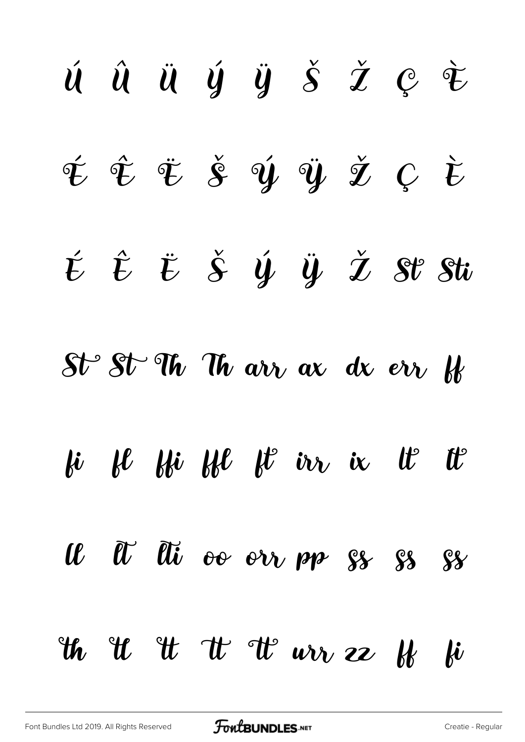ú û ü ý ÿ Š Ž Ç È

É Ê Ë Š Ý Ÿ Ž Ç È

É Ê Ë Š Ý Ÿ Ž St Sti

St St Th Th arr ax dx err ff

fi fl ffi ffl ft irr ix lt tt

ll lt lti oo orr pp ss ss ss

th tl tt tt tt urr zz ff fi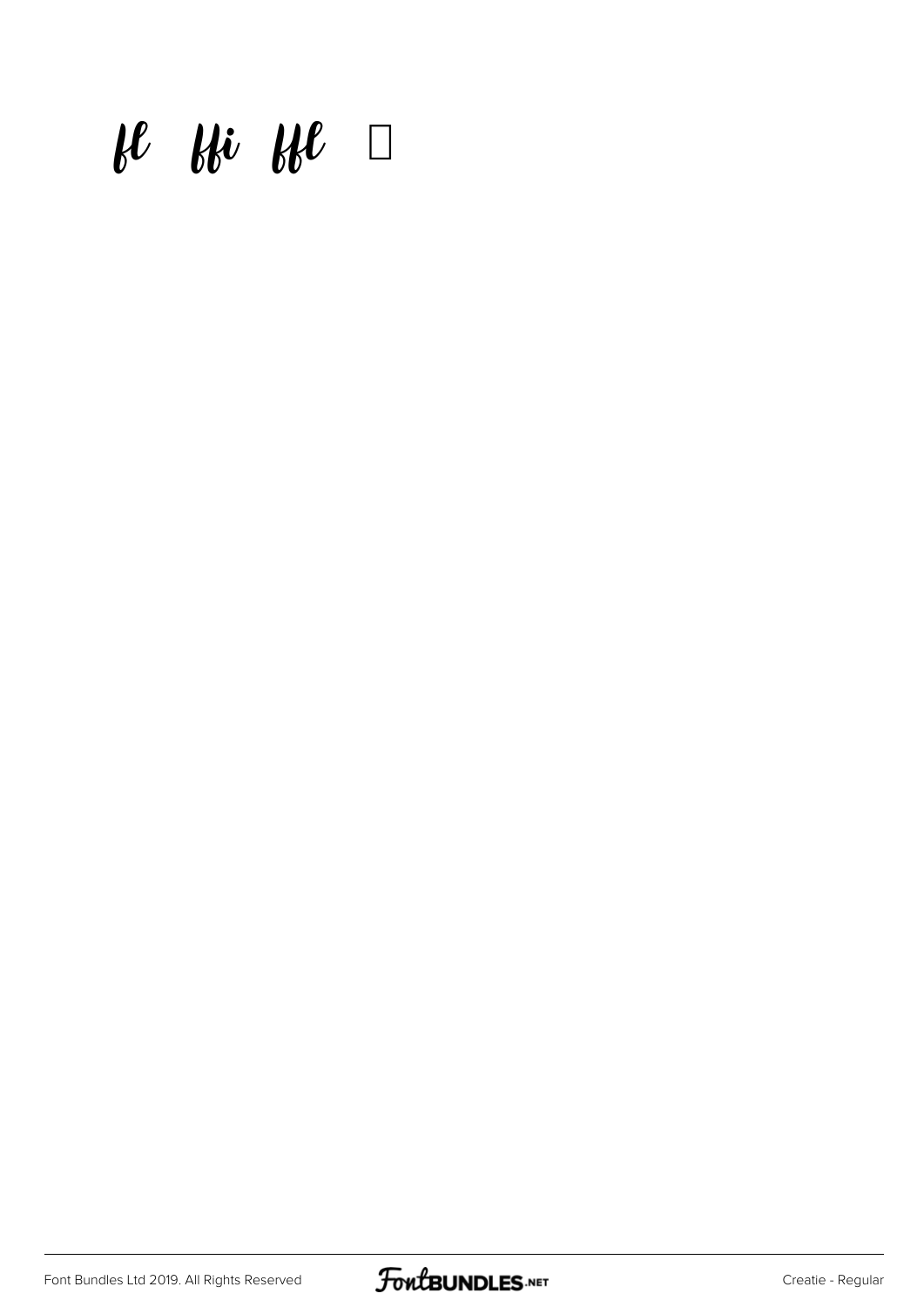ﬂ ﬃ ﬄ